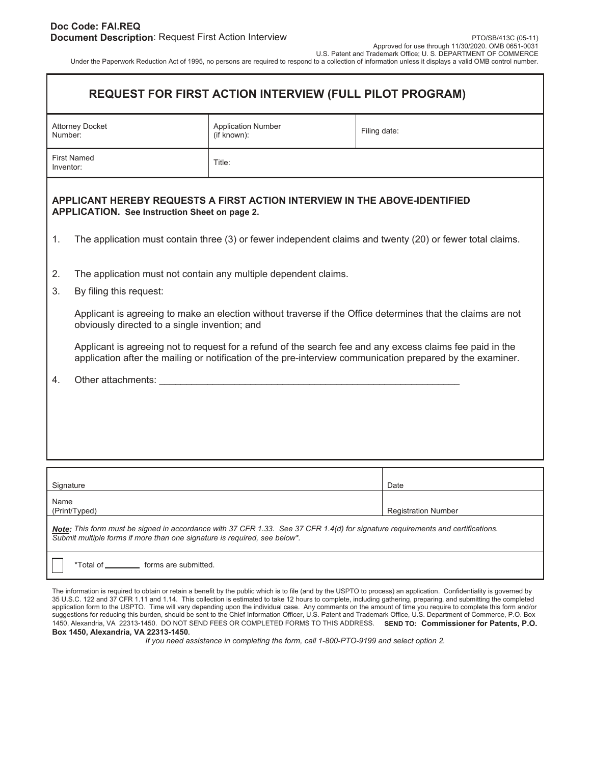**Doc Code: FAI.REQ**
**Document Description**: Request First Action Interview

PTO/SB/413C (05-11)
Approved for use through 11/30/2020. OMB 0651-0031
U.S. Patent and Trademark Office; U. S. DEPARTMENT OF COMMERCE
Under the Paperwork Reduction Act of 1995, no persons are required to respond to a collection of information unless it displays a valid OMB control number.

# REQUEST FOR FIRST ACTION INTERVIEW (FULL PILOT PROGRAM)

| Attorney Docket Number: | Application Number (if known): | Filing date: |
|---|---|---|
| First Named Inventor: | Title: | |

**APPLICANT HEREBY REQUESTS A FIRST ACTION INTERVIEW IN THE ABOVE-IDENTIFIED APPLICATION. See Instruction Sheet on page 2.**

1. The application must contain three (3) or fewer independent claims and twenty (20) or fewer total claims.

2. The application must not contain any multiple dependent claims.

3. By filing this request:

   Applicant is agreeing to make an election without traverse if the Office determines that the claims are not obviously directed to a single invention; and

   Applicant is agreeing not to request for a refund of the search fee and any excess claims fee paid in the application after the mailing or notification of the pre-interview communication prepared by the examiner.

4. Other attachments: ___________________________________________________________

| Signature | Date |
|---|---|
| Name (Print/Typed) | Registration Number |

***Note**: This form must be signed in accordance with 37 CFR 1.33. See 37 CFR 1.4(d) for signature requirements and certifications. Submit multiple forms if more than one signature is required, see below*.*

☐ *Total of ________ forms are submitted.

The information is required to obtain or retain a benefit by the public which is to file (and by the USPTO to process) an application. Confidentiality is governed by 35 U.S.C. 122 and 37 CFR 1.11 and 1.14. This collection is estimated to take 12 hours to complete, including gathering, preparing, and submitting the completed application form to the USPTO. Time will vary depending upon the individual case. Any comments on the amount of time you require to complete this form and/or suggestions for reducing this burden, should be sent to the Chief Information Officer, U.S. Patent and Trademark Office, U.S. Department of Commerce, P.O. Box 1450, Alexandria, VA 22313-1450. DO NOT SEND FEES OR COMPLETED FORMS TO THIS ADDRESS. **SEND TO: Commissioner for Patents, P.O. Box 1450, Alexandria, VA 22313-1450.**

*If you need assistance in completing the form, call 1-800-PTO-9199 and select option 2.*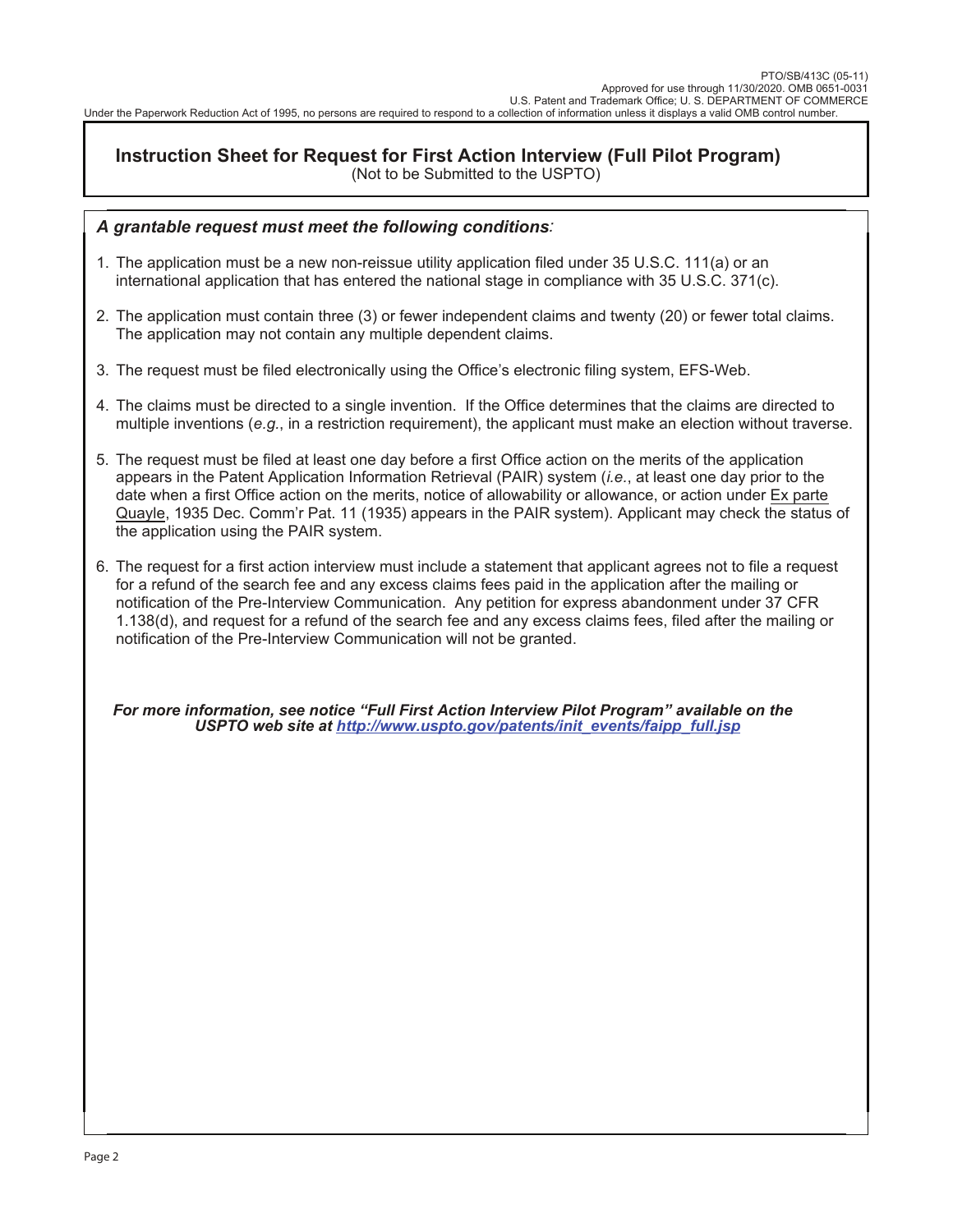PTO/SB/413C (05-11)
Approved for use through 11/30/2020. OMB 0651-0031
U.S. Patent and Trademark Office; U. S. DEPARTMENT OF COMMERCE
Under the Paperwork Reduction Act of 1995, no persons are required to respond to a collection of information unless it displays a valid OMB control number.

# Instruction Sheet for Request for First Action Interview (Full Pilot Program)

(Not to be Submitted to the USPTO)

***A grantable request must meet the following conditions:***

1. The application must be a new non-reissue utility application filed under 35 U.S.C. 111(a) or an international application that has entered the national stage in compliance with 35 U.S.C. 371(c).

2. The application must contain three (3) or fewer independent claims and twenty (20) or fewer total claims. The application may not contain any multiple dependent claims.

3. The request must be filed electronically using the Office's electronic filing system, EFS-Web.

4. The claims must be directed to a single invention. If the Office determines that the claims are directed to multiple inventions (*e.g.*, in a restriction requirement), the applicant must make an election without traverse.

5. The request must be filed at least one day before a first Office action on the merits of the application appears in the Patent Application Information Retrieval (PAIR) system (*i.e.*, at least one day prior to the date when a first Office action on the merits, notice of allowability or allowance, or action under Ex parte Quayle, 1935 Dec. Comm'r Pat. 11 (1935) appears in the PAIR system). Applicant may check the status of the application using the PAIR system.

6. The request for a first action interview must include a statement that applicant agrees not to file a request for a refund of the search fee and any excess claims fees paid in the application after the mailing or notification of the Pre-Interview Communication. Any petition for express abandonment under 37 CFR 1.138(d), and request for a refund of the search fee and any excess claims fees, filed after the mailing or notification of the Pre-Interview Communication will not be granted.

***For more information, see notice "Full First Action Interview Pilot Program" available on the USPTO web site at http://www.uspto.gov/patents/init_events/faipp_full.jsp***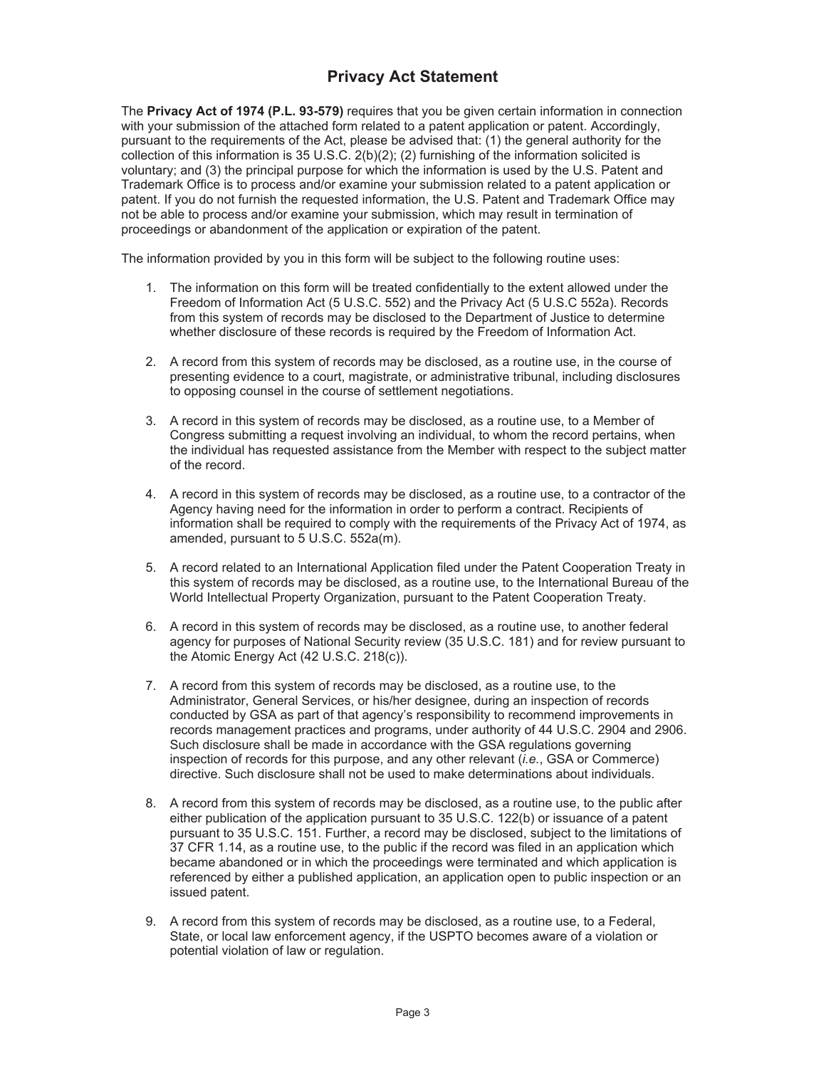# Privacy Act Statement

The **Privacy Act of 1974 (P.L. 93-579)** requires that you be given certain information in connection with your submission of the attached form related to a patent application or patent. Accordingly, pursuant to the requirements of the Act, please be advised that: (1) the general authority for the collection of this information is 35 U.S.C. 2(b)(2); (2) furnishing of the information solicited is voluntary; and (3) the principal purpose for which the information is used by the U.S. Patent and Trademark Office is to process and/or examine your submission related to a patent application or patent. If you do not furnish the requested information, the U.S. Patent and Trademark Office may not be able to process and/or examine your submission, which may result in termination of proceedings or abandonment of the application or expiration of the patent.

The information provided by you in this form will be subject to the following routine uses:

1. The information on this form will be treated confidentially to the extent allowed under the Freedom of Information Act (5 U.S.C. 552) and the Privacy Act (5 U.S.C 552a). Records from this system of records may be disclosed to the Department of Justice to determine whether disclosure of these records is required by the Freedom of Information Act.
2. A record from this system of records may be disclosed, as a routine use, in the course of presenting evidence to a court, magistrate, or administrative tribunal, including disclosures to opposing counsel in the course of settlement negotiations.
3. A record in this system of records may be disclosed, as a routine use, to a Member of Congress submitting a request involving an individual, to whom the record pertains, when the individual has requested assistance from the Member with respect to the subject matter of the record.
4. A record in this system of records may be disclosed, as a routine use, to a contractor of the Agency having need for the information in order to perform a contract. Recipients of information shall be required to comply with the requirements of the Privacy Act of 1974, as amended, pursuant to 5 U.S.C. 552a(m).
5. A record related to an International Application filed under the Patent Cooperation Treaty in this system of records may be disclosed, as a routine use, to the International Bureau of the World Intellectual Property Organization, pursuant to the Patent Cooperation Treaty.
6. A record in this system of records may be disclosed, as a routine use, to another federal agency for purposes of National Security review (35 U.S.C. 181) and for review pursuant to the Atomic Energy Act (42 U.S.C. 218(c)).
7. A record from this system of records may be disclosed, as a routine use, to the Administrator, General Services, or his/her designee, during an inspection of records conducted by GSA as part of that agency's responsibility to recommend improvements in records management practices and programs, under authority of 44 U.S.C. 2904 and 2906. Such disclosure shall be made in accordance with the GSA regulations governing inspection of records for this purpose, and any other relevant (*i.e.*, GSA or Commerce) directive. Such disclosure shall not be used to make determinations about individuals.
8. A record from this system of records may be disclosed, as a routine use, to the public after either publication of the application pursuant to 35 U.S.C. 122(b) or issuance of a patent pursuant to 35 U.S.C. 151. Further, a record may be disclosed, subject to the limitations of 37 CFR 1.14, as a routine use, to the public if the record was filed in an application which became abandoned or in which the proceedings were terminated and which application is referenced by either a published application, an application open to public inspection or an issued patent.
9. A record from this system of records may be disclosed, as a routine use, to a Federal, State, or local law enforcement agency, if the USPTO becomes aware of a violation or potential violation of law or regulation.